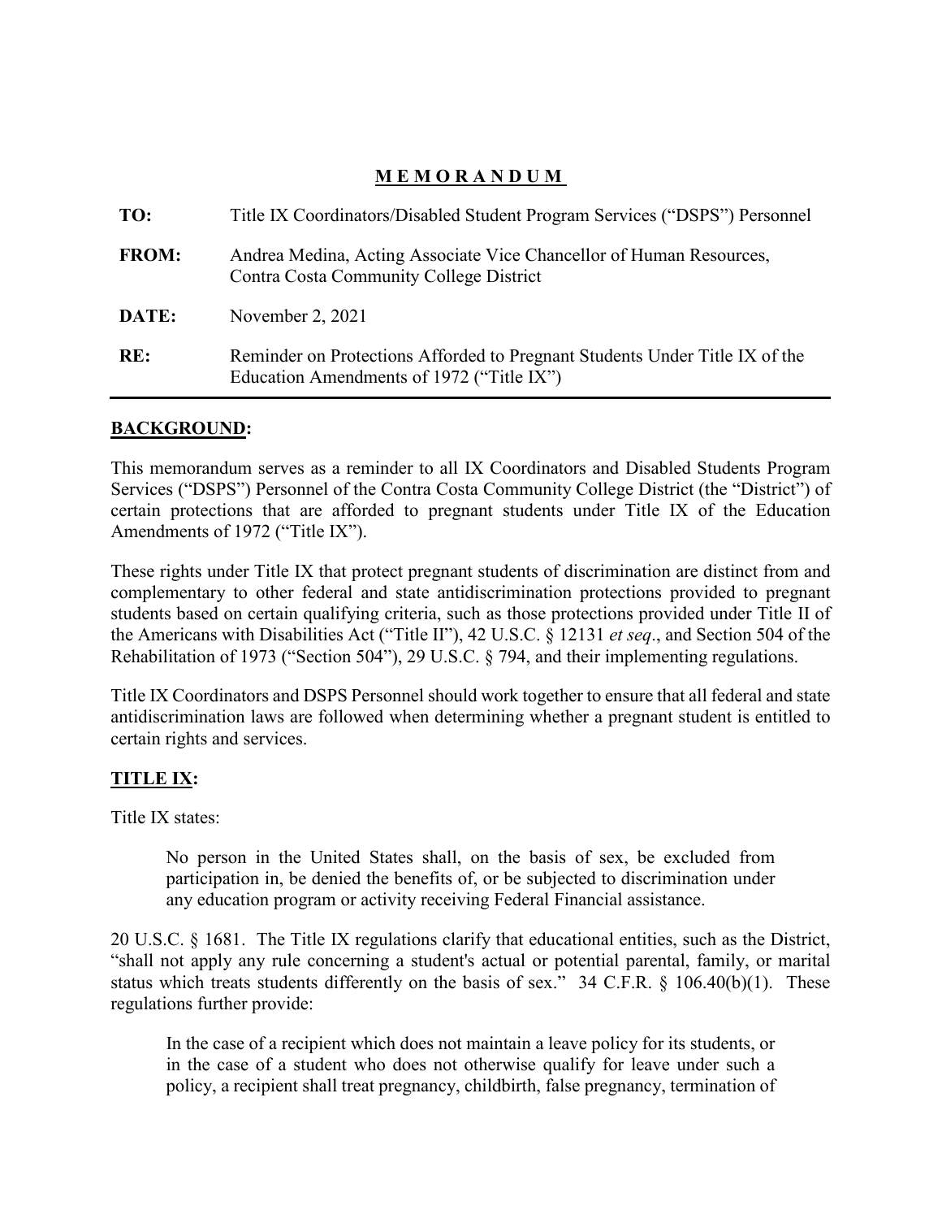# M E M O R A N D U M

| | |
|---|---|
| **TO:** | Title IX Coordinators/Disabled Student Program Services ("DSPS") Personnel |
| **FROM:** | Andrea Medina, Acting Associate Vice Chancellor of Human Resources, Contra Costa Community College District |
| **DATE:** | November 2, 2021 |
| **RE:** | Reminder on Protections Afforded to Pregnant Students Under Title IX of the Education Amendments of 1972 ("Title IX") |

---

## BACKGROUND:

This memorandum serves as a reminder to all IX Coordinators and Disabled Students Program Services ("DSPS") Personnel of the Contra Costa Community College District (the "District") of certain protections that are afforded to pregnant students under Title IX of the Education Amendments of 1972 ("Title IX").

These rights under Title IX that protect pregnant students of discrimination are distinct from and complementary to other federal and state antidiscrimination protections provided to pregnant students based on certain qualifying criteria, such as those protections provided under Title II of the Americans with Disabilities Act ("Title II"), 42 U.S.C. § 12131 *et seq*., and Section 504 of the Rehabilitation of 1973 ("Section 504"), 29 U.S.C. § 794, and their implementing regulations.

Title IX Coordinators and DSPS Personnel should work together to ensure that all federal and state antidiscrimination laws are followed when determining whether a pregnant student is entitled to certain rights and services.

## TITLE IX:

Title IX states:

> No person in the United States shall, on the basis of sex, be excluded from participation in, be denied the benefits of, or be subjected to discrimination under any education program or activity receiving Federal Financial assistance.

20 U.S.C. § 1681. The Title IX regulations clarify that educational entities, such as the District, "shall not apply any rule concerning a student's actual or potential parental, family, or marital status which treats students differently on the basis of sex." 34 C.F.R. § 106.40(b)(1). These regulations further provide:

> In the case of a recipient which does not maintain a leave policy for its students, or in the case of a student who does not otherwise qualify for leave under such a policy, a recipient shall treat pregnancy, childbirth, false pregnancy, termination of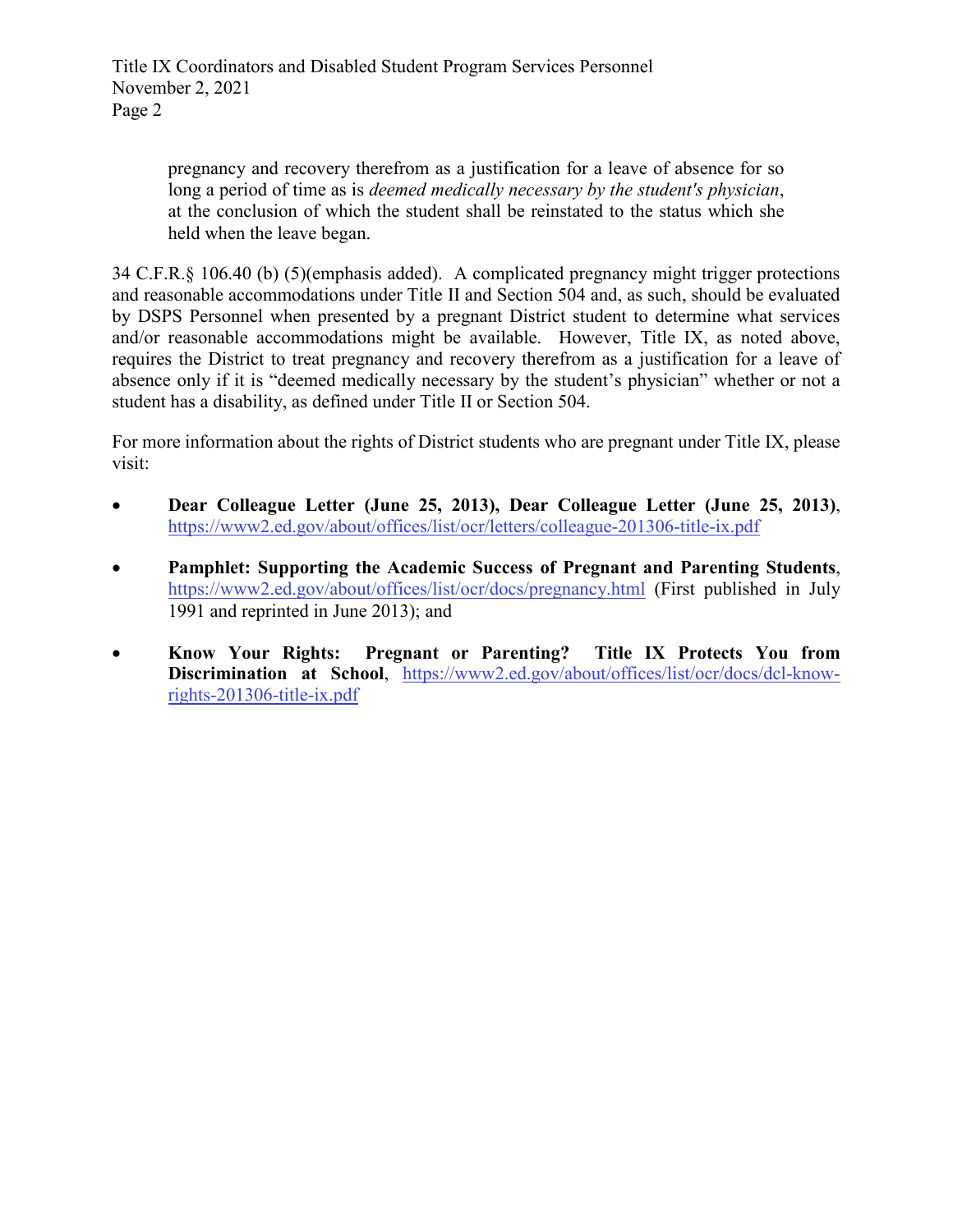> pregnancy and recovery therefrom as a justification for a leave of absence for so long a period of time as is *deemed medically necessary by the student's physician*, at the conclusion of which the student shall be reinstated to the status which she held when the leave began.

34 C.F.R.§ 106.40 (b) (5)(emphasis added). A complicated pregnancy might trigger protections and reasonable accommodations under Title II and Section 504 and, as such, should be evaluated by DSPS Personnel when presented by a pregnant District student to determine what services and/or reasonable accommodations might be available. However, Title IX, as noted above, requires the District to treat pregnancy and recovery therefrom as a justification for a leave of absence only if it is "deemed medically necessary by the student's physician" whether or not a student has a disability, as defined under Title II or Section 504.

For more information about the rights of District students who are pregnant under Title IX, please visit:

- **Dear Colleague Letter (June 25, 2013), Dear Colleague Letter (June 25, 2013)**, https://www2.ed.gov/about/offices/list/ocr/letters/colleague-201306-title-ix.pdf
- **Pamphlet: Supporting the Academic Success of Pregnant and Parenting Students**, https://www2.ed.gov/about/offices/list/ocr/docs/pregnancy.html (First published in July 1991 and reprinted in June 2013); and
- **Know Your Rights: Pregnant or Parenting? Title IX Protects You from Discrimination at School**, https://www2.ed.gov/about/offices/list/ocr/docs/dcl-know-rights-201306-title-ix.pdf